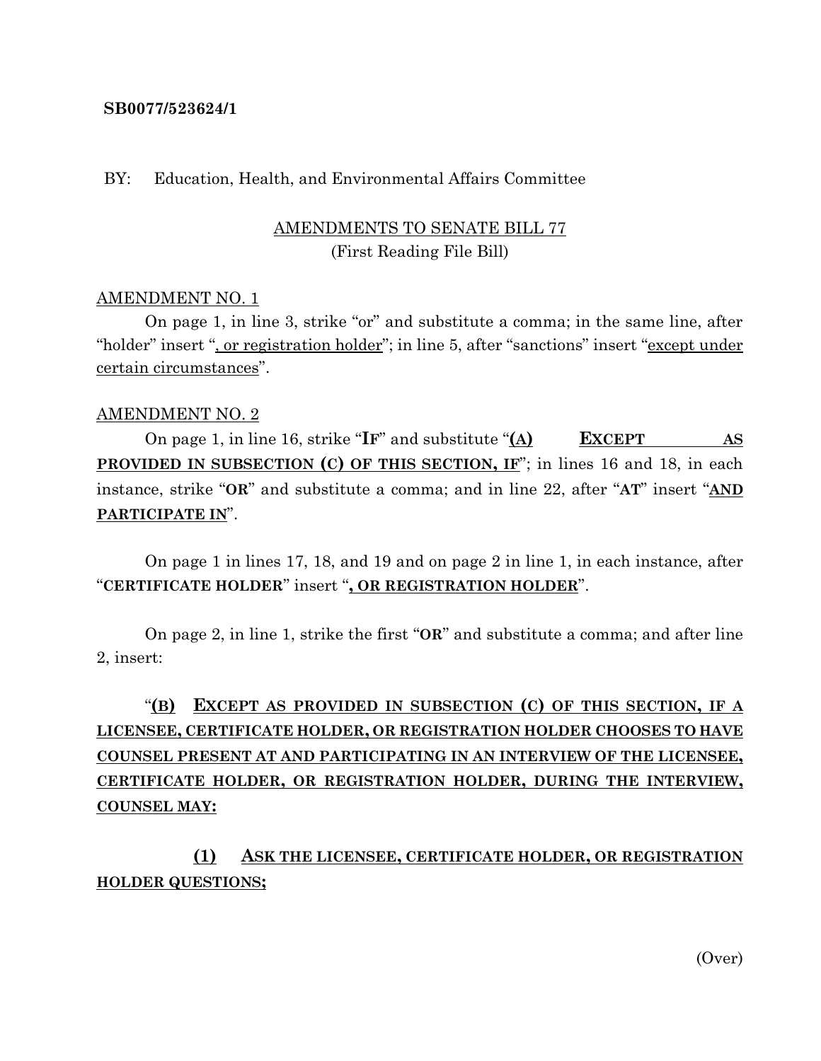**SB0077/523624/1**

BY: Education, Health, and Environmental Affairs Committee

AMENDMENTS TO SENATE BILL 77
(First Reading File Bill)

AMENDMENT NO. 1

On page 1, in line 3, strike "or" and substitute a comma; in the same line, after "holder" insert "<u>, or registration holder</u>"; in line 5, after "sanctions" insert "<u>except under certain circumstances</u>".

AMENDMENT NO. 2

On page 1, in line 16, strike "**IF**" and substitute "<u>**(A) EXCEPT AS PROVIDED IN SUBSECTION (C) OF THIS SECTION, IF**</u>"; in lines 16 and 18, in each instance, strike "**OR**" and substitute a comma; and in line 22, after "**AT**" insert "<u>**AND PARTICIPATE IN**</u>".

On page 1 in lines 17, 18, and 19 and on page 2 in line 1, in each instance, after "**CERTIFICATE HOLDER**" insert "<u>**, OR REGISTRATION HOLDER**</u>".

On page 2, in line 1, strike the first "**OR**" and substitute a comma; and after line 2, insert:

"<u>**(B) EXCEPT AS PROVIDED IN SUBSECTION (C) OF THIS SECTION, IF A LICENSEE, CERTIFICATE HOLDER, OR REGISTRATION HOLDER CHOOSES TO HAVE COUNSEL PRESENT AT AND PARTICIPATING IN AN INTERVIEW OF THE LICENSEE, CERTIFICATE HOLDER, OR REGISTRATION HOLDER, DURING THE INTERVIEW, COUNSEL MAY:**</u>

<u>**(1) ASK THE LICENSEE, CERTIFICATE HOLDER, OR REGISTRATION HOLDER QUESTIONS;**</u>

(Over)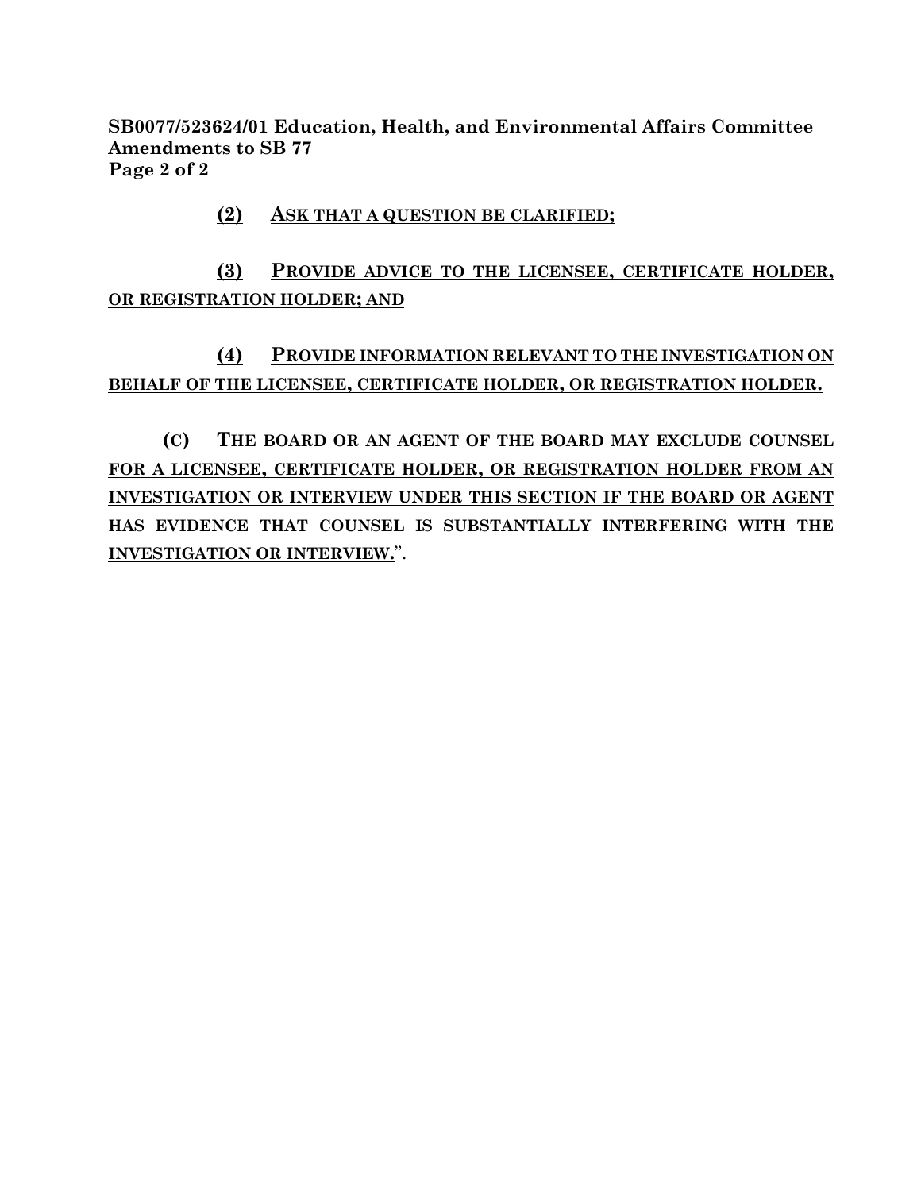**(2)** **ASK THAT A QUESTION BE CLARIFIED;**

**(3)** **PROVIDE ADVICE TO THE LICENSEE, CERTIFICATE HOLDER, OR REGISTRATION HOLDER; AND**

**(4)** **PROVIDE INFORMATION RELEVANT TO THE INVESTIGATION ON BEHALF OF THE LICENSEE, CERTIFICATE HOLDER, OR REGISTRATION HOLDER.**

**(C)** **THE BOARD OR AN AGENT OF THE BOARD MAY EXCLUDE COUNSEL FOR A LICENSEE, CERTIFICATE HOLDER, OR REGISTRATION HOLDER FROM AN INVESTIGATION OR INTERVIEW UNDER THIS SECTION IF THE BOARD OR AGENT HAS EVIDENCE THAT COUNSEL IS SUBSTANTIALLY INTERFERING WITH THE INVESTIGATION OR INTERVIEW.**".